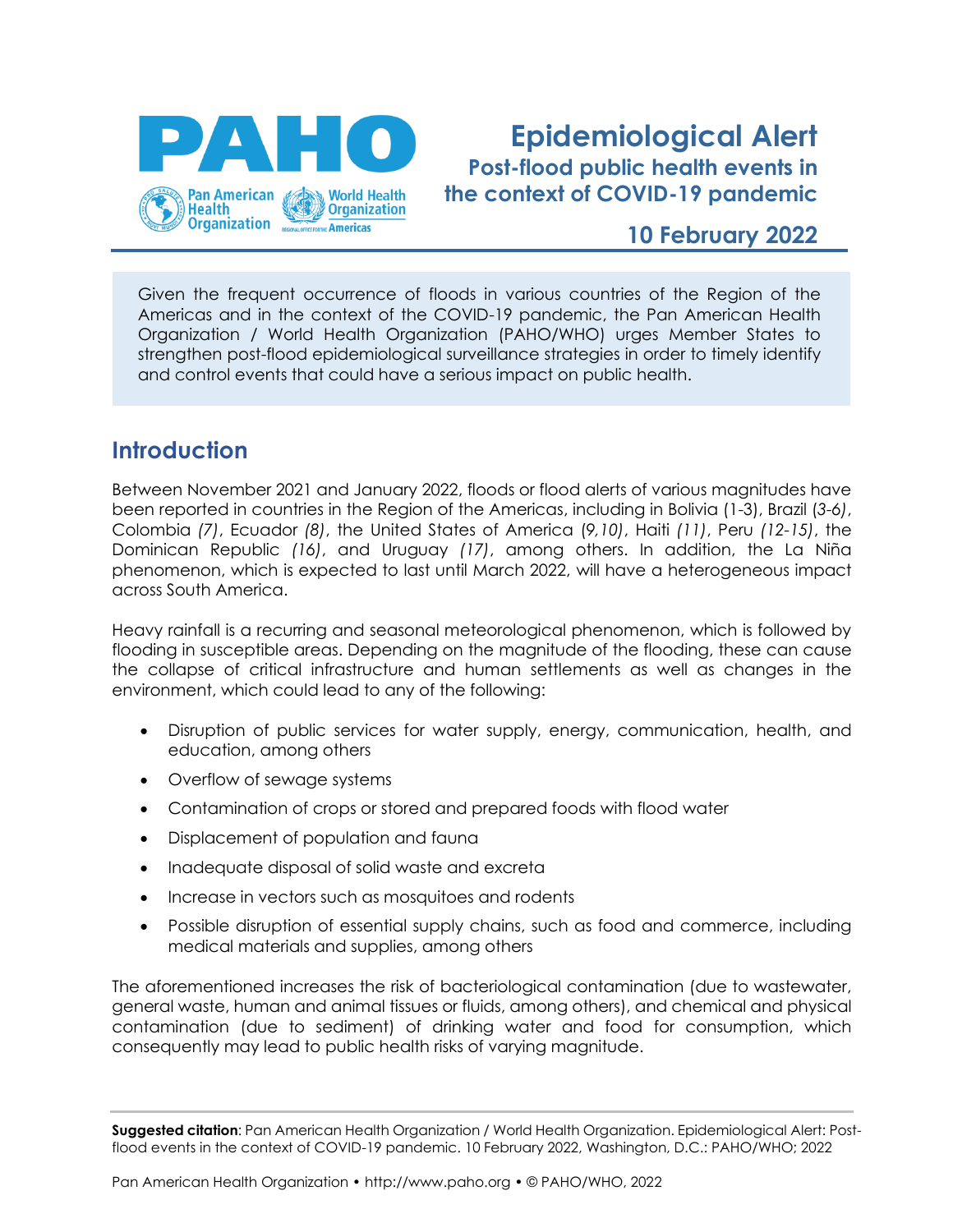# Epidemiological Alert

## Post-flood public health events in the context of COVID-19 pandemic

**10 February 2022**

Given the frequent occurrence of floods in various countries of the Region of the Americas and in the context of the COVID-19 pandemic, the Pan American Health Organization / World Health Organization (PAHO/WHO) urges Member States to strengthen post-flood epidemiological surveillance strategies in order to timely identify and control events that could have a serious impact on public health.

## Introduction

Between November 2021 and January 2022, floods or flood alerts of various magnitudes have been reported in countries in the Region of the Americas, including in Bolivia (1-3), Brazil (*3-6)*, Colombia *(7)*, Ecuador *(8)*, the United States of America (*9,10)*, Haiti *(11)*, Peru *(12-15)*, the Dominican Republic *(16)*, and Uruguay *(17)*, among others. In addition, the La Niña phenomenon, which is expected to last until March 2022, will have a heterogeneous impact across South America.

Heavy rainfall is a recurring and seasonal meteorological phenomenon, which is followed by flooding in susceptible areas. Depending on the magnitude of the flooding, these can cause the collapse of critical infrastructure and human settlements as well as changes in the environment, which could lead to any of the following:

- Disruption of public services for water supply, energy, communication, health, and education, among others
- Overflow of sewage systems
- Contamination of crops or stored and prepared foods with flood water
- Displacement of population and fauna
- Inadequate disposal of solid waste and excreta
- Increase in vectors such as mosquitoes and rodents
- Possible disruption of essential supply chains, such as food and commerce, including medical materials and supplies, among others

The aforementioned increases the risk of bacteriological contamination (due to wastewater, general waste, human and animal tissues or fluids, among others), and chemical and physical contamination (due to sediment) of drinking water and food for consumption, which consequently may lead to public health risks of varying magnitude.

**Suggested citation**: Pan American Health Organization / World Health Organization. Epidemiological Alert: Post-flood events in the context of COVID-19 pandemic. 10 February 2022, Washington, D.C.: PAHO/WHO; 2022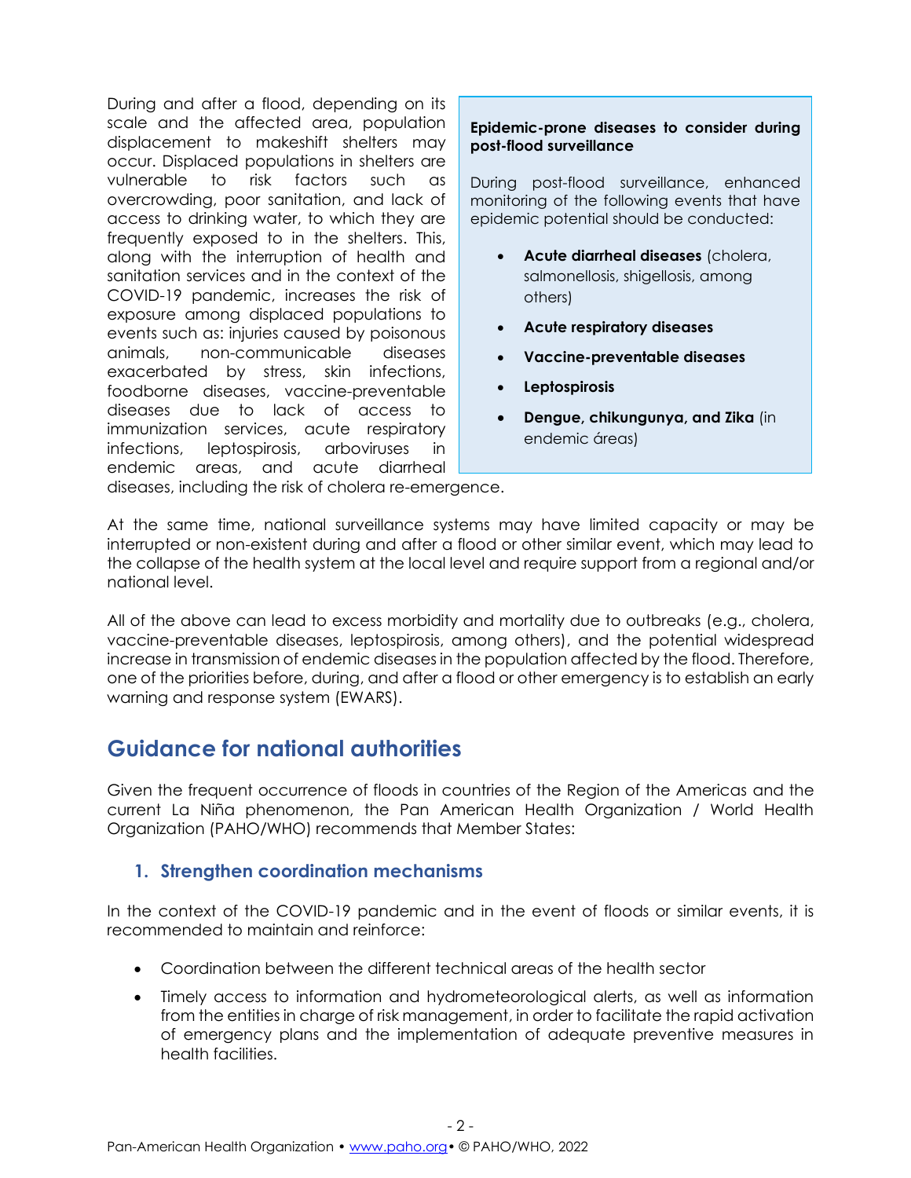During and after a flood, depending on its scale and the affected area, population displacement to makeshift shelters may occur. Displaced populations in shelters are vulnerable to risk factors such as overcrowding, poor sanitation, and lack of access to drinking water, to which they are frequently exposed to in the shelters. This, along with the interruption of health and sanitation services and in the context of the COVID-19 pandemic, increases the risk of exposure among displaced populations to events such as: injuries caused by poisonous animals, non-communicable diseases exacerbated by stress, skin infections, foodborne diseases, vaccine-preventable diseases due to lack of access to immunization services, acute respiratory infections, leptospirosis, arboviruses in endemic areas, and acute diarrheal diseases, including the risk of cholera re-emergence.

> **Epidemic-prone diseases to consider during post-flood surveillance**
>
> During post-flood surveillance, enhanced monitoring of the following events that have epidemic potential should be conducted:
>
> - **Acute diarrheal diseases** (cholera, salmonellosis, shigellosis, among others)
> - **Acute respiratory diseases**
> - **Vaccine-preventable diseases**
> - **Leptospirosis**
> - **Dengue, chikungunya, and Zika** (in endemic áreas)

At the same time, national surveillance systems may have limited capacity or may be interrupted or non-existent during and after a flood or other similar event, which may lead to the collapse of the health system at the local level and require support from a regional and/or national level.

All of the above can lead to excess morbidity and mortality due to outbreaks (e.g., cholera, vaccine-preventable diseases, leptospirosis, among others), and the potential widespread increase in transmission of endemic diseases in the population affected by the flood. Therefore, one of the priorities before, during, and after a flood or other emergency is to establish an early warning and response system (EWARS).

## Guidance for national authorities

Given the frequent occurrence of floods in countries of the Region of the Americas and the current La Niña phenomenon, the Pan American Health Organization / World Health Organization (PAHO/WHO) recommends that Member States:

### 1. Strengthen coordination mechanisms

In the context of the COVID-19 pandemic and in the event of floods or similar events, it is recommended to maintain and reinforce:

- Coordination between the different technical areas of the health sector
- Timely access to information and hydrometeorological alerts, as well as information from the entities in charge of risk management, in order to facilitate the rapid activation of emergency plans and the implementation of adequate preventive measures in health facilities.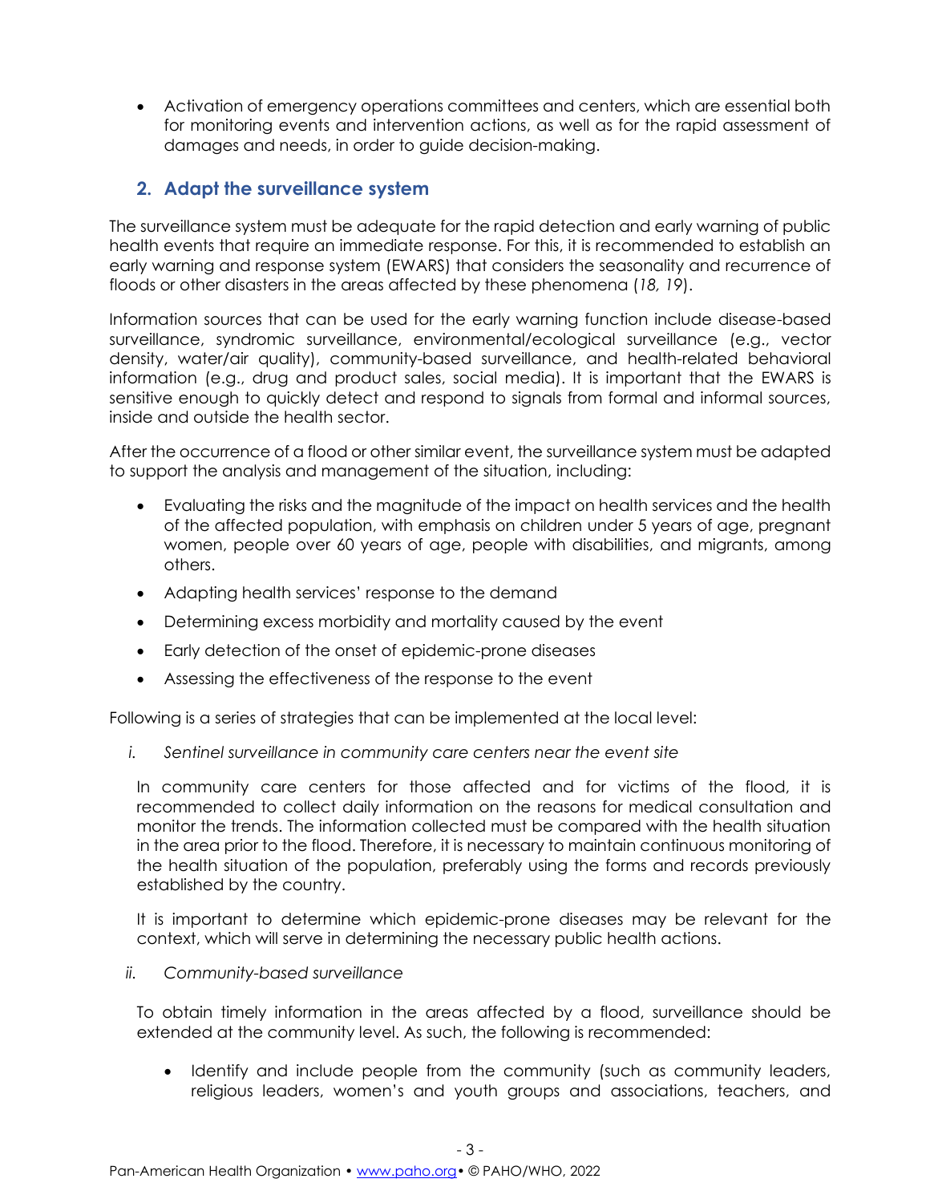- Activation of emergency operations committees and centers, which are essential both for monitoring events and intervention actions, as well as for the rapid assessment of damages and needs, in order to guide decision-making.

## 2. Adapt the surveillance system

The surveillance system must be adequate for the rapid detection and early warning of public health events that require an immediate response. For this, it is recommended to establish an early warning and response system (EWARS) that considers the seasonality and recurrence of floods or other disasters in the areas affected by these phenomena (*18, 19*).

Information sources that can be used for the early warning function include disease-based surveillance, syndromic surveillance, environmental/ecological surveillance (e.g., vector density, water/air quality), community-based surveillance, and health-related behavioral information (e.g., drug and product sales, social media). It is important that the EWARS is sensitive enough to quickly detect and respond to signals from formal and informal sources, inside and outside the health sector.

After the occurrence of a flood or other similar event, the surveillance system must be adapted to support the analysis and management of the situation, including:

- Evaluating the risks and the magnitude of the impact on health services and the health of the affected population, with emphasis on children under 5 years of age, pregnant women, people over 60 years of age, people with disabilities, and migrants, among others.
- Adapting health services' response to the demand
- Determining excess morbidity and mortality caused by the event
- Early detection of the onset of epidemic-prone diseases
- Assessing the effectiveness of the response to the event

Following is a series of strategies that can be implemented at the local level:

i. *Sentinel surveillance in community care centers near the event site*

In community care centers for those affected and for victims of the flood, it is recommended to collect daily information on the reasons for medical consultation and monitor the trends. The information collected must be compared with the health situation in the area prior to the flood. Therefore, it is necessary to maintain continuous monitoring of the health situation of the population, preferably using the forms and records previously established by the country.

It is important to determine which epidemic-prone diseases may be relevant for the context, which will serve in determining the necessary public health actions.

ii. *Community-based surveillance*

To obtain timely information in the areas affected by a flood, surveillance should be extended at the community level. As such, the following is recommended:

- Identify and include people from the community (such as community leaders, religious leaders, women's and youth groups and associations, teachers, and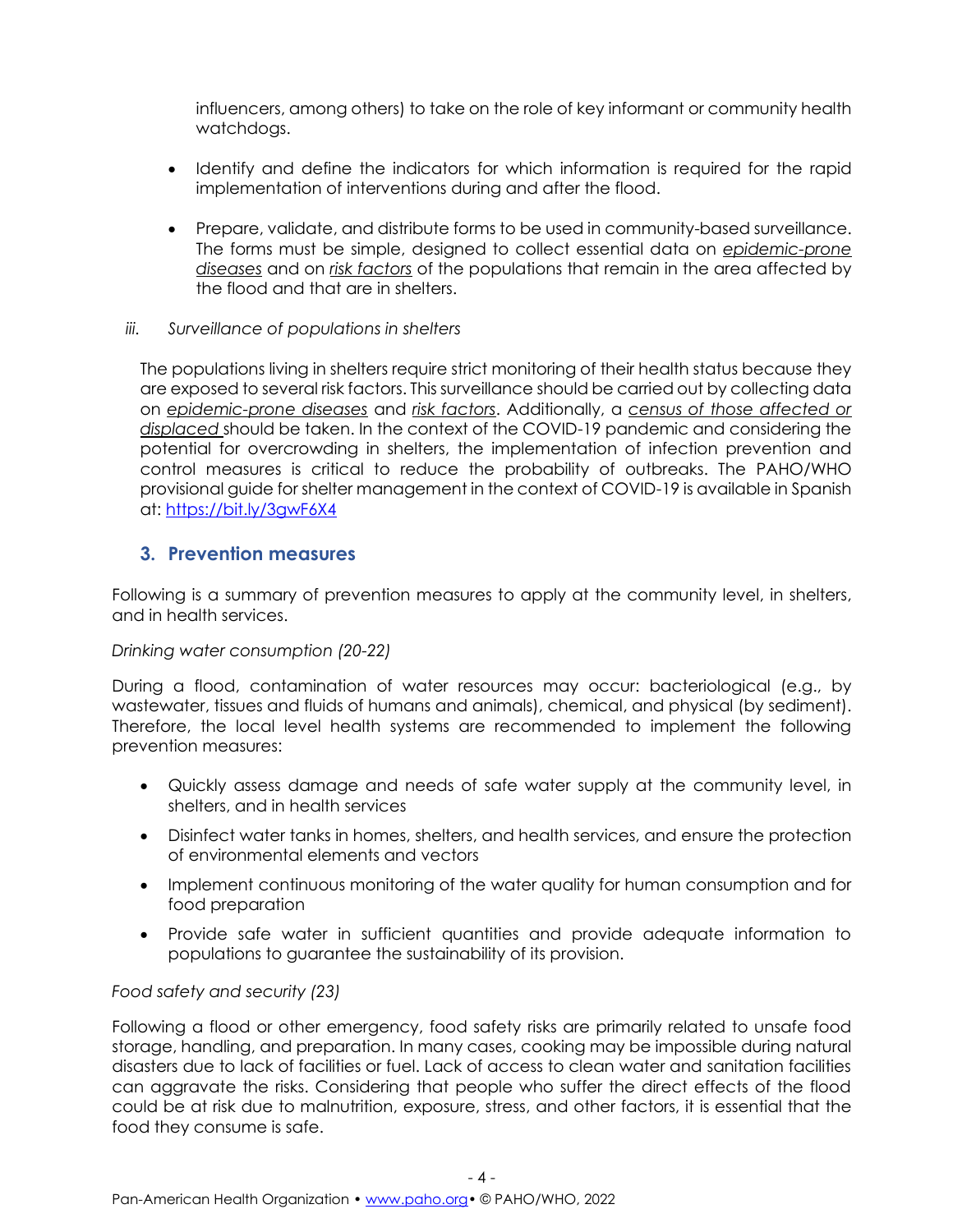influencers, among others) to take on the role of key informant or community health watchdogs.

- Identify and define the indicators for which information is required for the rapid implementation of interventions during and after the flood.
- Prepare, validate, and distribute forms to be used in community-based surveillance. The forms must be simple, designed to collect essential data on <u>*epidemic-prone diseases*</u> and on <u>*risk factors*</u> of the populations that remain in the area affected by the flood and that are in shelters.

*iii. Surveillance of populations in shelters*

The populations living in shelters require strict monitoring of their health status because they are exposed to several risk factors. This surveillance should be carried out by collecting data on <u>*epidemic-prone diseases*</u> and <u>*risk factors*</u>. Additionally, a <u>*census of those affected or displaced*</u> should be taken. In the context of the COVID-19 pandemic and considering the potential for overcrowding in shelters, the implementation of infection prevention and control measures is critical to reduce the probability of outbreaks. The PAHO/WHO provisional guide for shelter management in the context of COVID-19 is available in Spanish at: https://bit.ly/3gwF6X4

## 3. Prevention measures

Following is a summary of prevention measures to apply at the community level, in shelters, and in health services.

*Drinking water consumption (20-22)*

During a flood, contamination of water resources may occur: bacteriological (e.g., by wastewater, tissues and fluids of humans and animals), chemical, and physical (by sediment). Therefore, the local level health systems are recommended to implement the following prevention measures:

- Quickly assess damage and needs of safe water supply at the community level, in shelters, and in health services
- Disinfect water tanks in homes, shelters, and health services, and ensure the protection of environmental elements and vectors
- Implement continuous monitoring of the water quality for human consumption and for food preparation
- Provide safe water in sufficient quantities and provide adequate information to populations to guarantee the sustainability of its provision.

*Food safety and security (23)*

Following a flood or other emergency, food safety risks are primarily related to unsafe food storage, handling, and preparation. In many cases, cooking may be impossible during natural disasters due to lack of facilities or fuel. Lack of access to clean water and sanitation facilities can aggravate the risks. Considering that people who suffer the direct effects of the flood could be at risk due to malnutrition, exposure, stress, and other factors, it is essential that the food they consume is safe.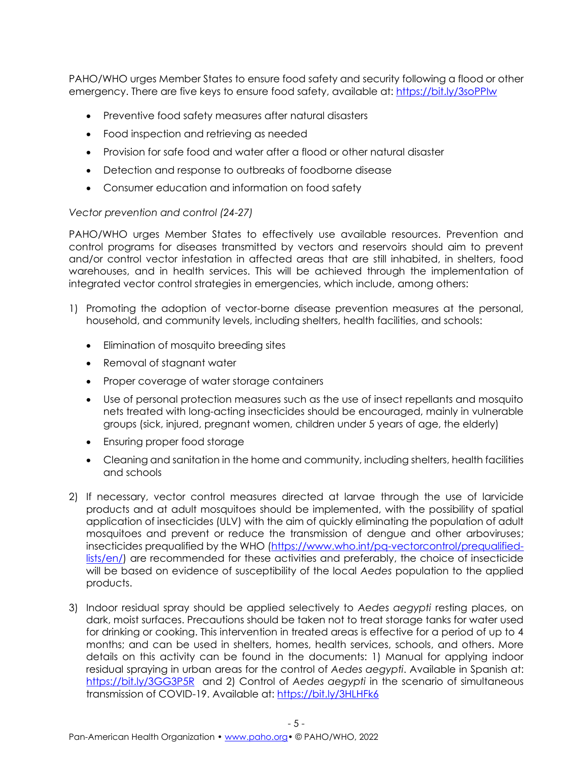PAHO/WHO urges Member States to ensure food safety and security following a flood or other emergency. There are five keys to ensure food safety, available at: [https://bit.ly/3soPPlw](https://bit.ly/3soPPlw)

- Preventive food safety measures after natural disasters
- Food inspection and retrieving as needed
- Provision for safe food and water after a flood or other natural disaster
- Detection and response to outbreaks of foodborne disease
- Consumer education and information on food safety

*Vector prevention and control (24-27)*

PAHO/WHO urges Member States to effectively use available resources. Prevention and control programs for diseases transmitted by vectors and reservoirs should aim to prevent and/or control vector infestation in affected areas that are still inhabited, in shelters, food warehouses, and in health services. This will be achieved through the implementation of integrated vector control strategies in emergencies, which include, among others:

1) Promoting the adoption of vector-borne disease prevention measures at the personal, household, and community levels, including shelters, health facilities, and schools:
    - Elimination of mosquito breeding sites
    - Removal of stagnant water
    - Proper coverage of water storage containers
    - Use of personal protection measures such as the use of insect repellants and mosquito nets treated with long-acting insecticides should be encouraged, mainly in vulnerable groups (sick, injured, pregnant women, children under 5 years of age, the elderly)
    - Ensuring proper food storage
    - Cleaning and sanitation in the home and community, including shelters, health facilities and schools

2) If necessary, vector control measures directed at larvae through the use of larvicide products and at adult mosquitoes should be implemented, with the possibility of spatial application of insecticides (ULV) with the aim of quickly eliminating the population of adult mosquitoes and prevent or reduce the transmission of dengue and other arboviruses; insecticides prequalified by the WHO ([https://www.who.int/pq-vectorcontrol/prequalified-lists/en/](https://www.who.int/pq-vectorcontrol/prequalified-lists/en/)) are recommended for these activities and preferably, the choice of insecticide will be based on evidence of susceptibility of the local *Aedes* population to the applied products.

3) Indoor residual spray should be applied selectively to *Aedes aegypti* resting places, on dark, moist surfaces. Precautions should be taken not to treat storage tanks for water used for drinking or cooking. This intervention in treated areas is effective for a period of up to 4 months; and can be used in shelters, homes, health services, schools, and others. More details on this activity can be found in the documents: 1) Manual for applying indoor residual spraying in urban areas for the control of *Aedes aegypti*. Available in Spanish at: [https://bit.ly/3GG3P5R](https://bit.ly/3GG3P5R) and 2) Control of *Aedes aegypti* in the scenario of simultaneous transmission of COVID-19. Available at: [https://bit.ly/3HLHFk6](https://bit.ly/3HLHFk6)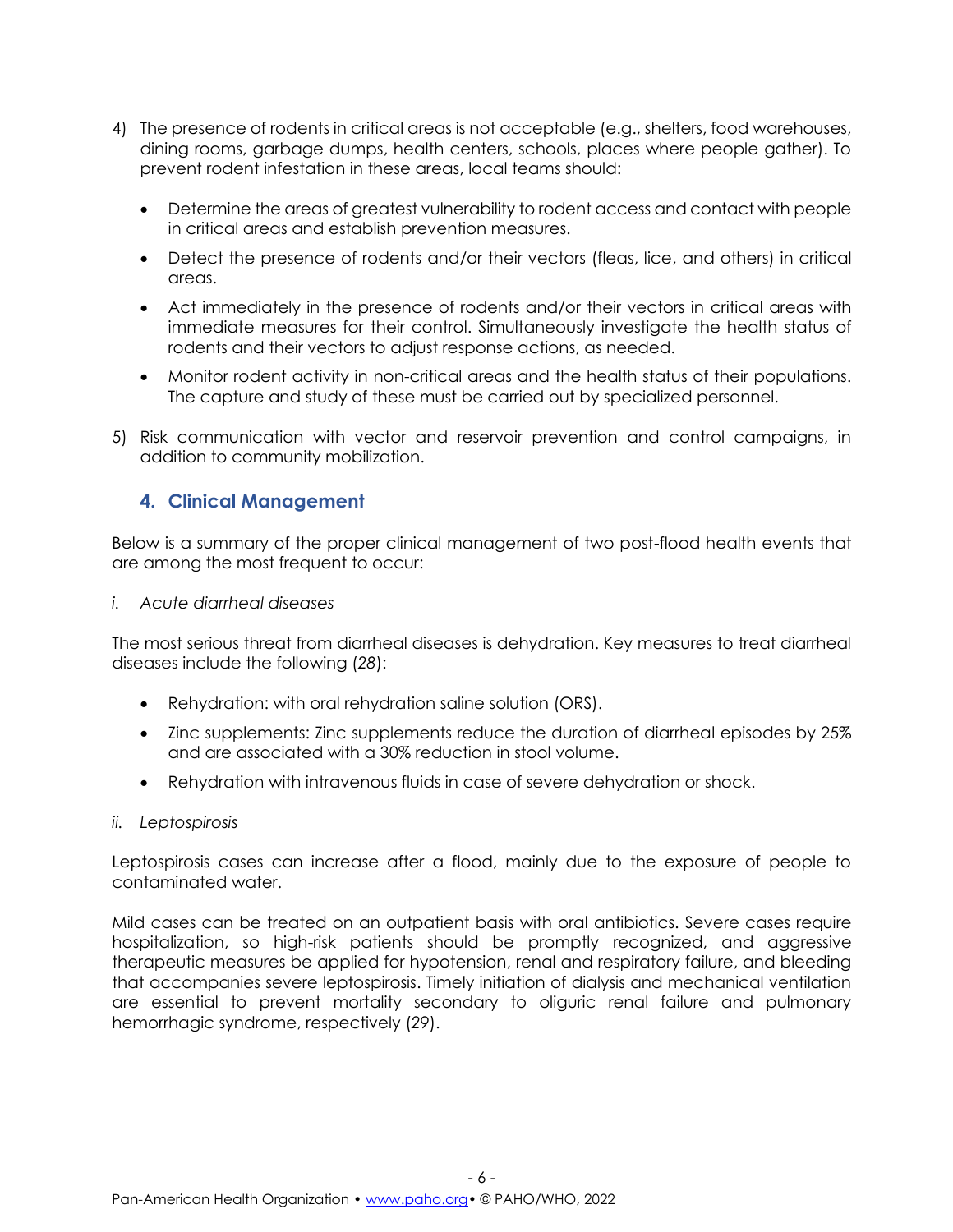4) The presence of rodents in critical areas is not acceptable (e.g., shelters, food warehouses, dining rooms, garbage dumps, health centers, schools, places where people gather). To prevent rodent infestation in these areas, local teams should:

   - Determine the areas of greatest vulnerability to rodent access and contact with people in critical areas and establish prevention measures.
   - Detect the presence of rodents and/or their vectors (fleas, lice, and others) in critical areas.
   - Act immediately in the presence of rodents and/or their vectors in critical areas with immediate measures for their control. Simultaneously investigate the health status of rodents and their vectors to adjust response actions, as needed.
   - Monitor rodent activity in non-critical areas and the health status of their populations. The capture and study of these must be carried out by specialized personnel.

5) Risk communication with vector and reservoir prevention and control campaigns, in addition to community mobilization.

## 4. Clinical Management

Below is a summary of the proper clinical management of two post-flood health events that are among the most frequent to occur:

*i. Acute diarrheal diseases*

The most serious threat from diarrheal diseases is dehydration. Key measures to treat diarrheal diseases include the following (*28*):

- Rehydration: with oral rehydration saline solution (ORS).
- Zinc supplements: Zinc supplements reduce the duration of diarrheal episodes by 25% and are associated with a 30% reduction in stool volume.
- Rehydration with intravenous fluids in case of severe dehydration or shock.

*ii. Leptospirosis*

Leptospirosis cases can increase after a flood, mainly due to the exposure of people to contaminated water.

Mild cases can be treated on an outpatient basis with oral antibiotics. Severe cases require hospitalization, so high-risk patients should be promptly recognized, and aggressive therapeutic measures be applied for hypotension, renal and respiratory failure, and bleeding that accompanies severe leptospirosis. Timely initiation of dialysis and mechanical ventilation are essential to prevent mortality secondary to oliguric renal failure and pulmonary hemorrhagic syndrome, respectively (*29*).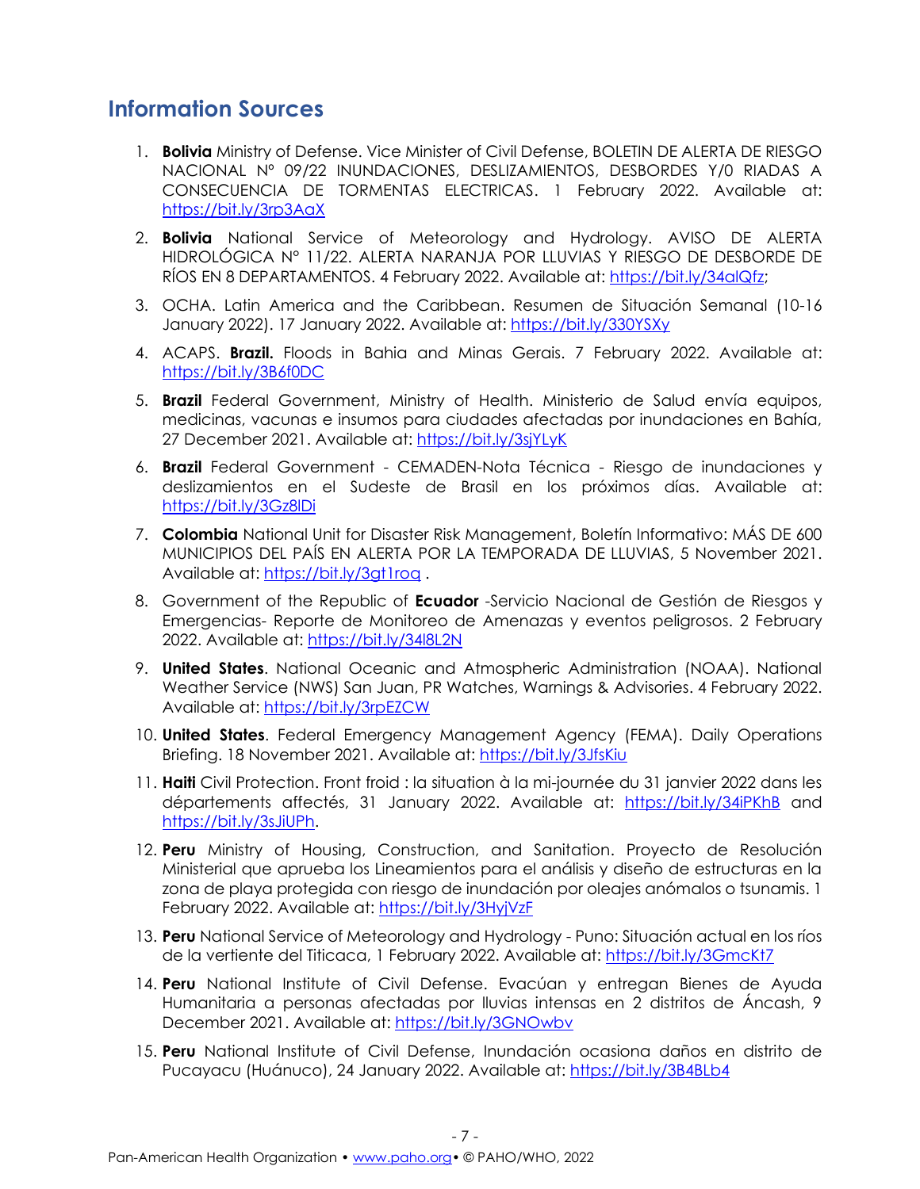## Information Sources

1. **Bolivia** Ministry of Defense. Vice Minister of Civil Defense, BOLETIN DE ALERTA DE RIESGO NACIONAL N° 09/22 INUNDACIONES, DESLIZAMIENTOS, DESBORDES Y/0 RIADAS A CONSECUENCIA DE TORMENTAS ELECTRICAS. 1 February 2022. Available at: https://bit.ly/3rp3AaX
2. **Bolivia** National Service of Meteorology and Hydrology. AVISO DE ALERTA HIDROLÓGICA N° 11/22. ALERTA NARANJA POR LLUVIAS Y RIESGO DE DESBORDE DE RÍOS EN 8 DEPARTAMENTOS. 4 February 2022. Available at: https://bit.ly/34alQfz;
3. OCHA. Latin America and the Caribbean. Resumen de Situación Semanal (10-16 January 2022). 17 January 2022. Available at: https://bit.ly/330YSXy
4. ACAPS. **Brazil.** Floods in Bahia and Minas Gerais. 7 February 2022. Available at: https://bit.ly/3B6f0DC
5. **Brazil** Federal Government, Ministry of Health. Ministerio de Salud envía equipos, medicinas, vacunas e insumos para ciudades afectadas por inundaciones en Bahía, 27 December 2021. Available at: https://bit.ly/3sjYLyK
6. **Brazil** Federal Government - CEMADEN-Nota Técnica - Riesgo de inundaciones y deslizamientos en el Sudeste de Brasil en los próximos días. Available at: https://bit.ly/3Gz8lDi
7. **Colombia** National Unit for Disaster Risk Management, Boletín Informativo: MÁS DE 600 MUNICIPIOS DEL PAÍS EN ALERTA POR LA TEMPORADA DE LLUVIAS, 5 November 2021. Available at: https://bit.ly/3gt1roq .
8. Government of the Republic of **Ecuador** -Servicio Nacional de Gestión de Riesgos y Emergencias- Reporte de Monitoreo de Amenazas y eventos peligrosos. 2 February 2022. Available at: https://bit.ly/34l8L2N
9. **United States**. National Oceanic and Atmospheric Administration (NOAA). National Weather Service (NWS) San Juan, PR Watches, Warnings & Advisories. 4 February 2022. Available at: https://bit.ly/3rpEZCW
10. **United States**. Federal Emergency Management Agency (FEMA). Daily Operations Briefing. 18 November 2021. Available at: https://bit.ly/3JfsKiu
11. **Haiti** Civil Protection. Front froid : la situation à la mi-journée du 31 janvier 2022 dans les départements affectés, 31 January 2022. Available at: https://bit.ly/34iPKhB and https://bit.ly/3sJiUPh.
12. **Peru** Ministry of Housing, Construction, and Sanitation. Proyecto de Resolución Ministerial que aprueba los Lineamientos para el análisis y diseño de estructuras en la zona de playa protegida con riesgo de inundación por oleajes anómalos o tsunamis. 1 February 2022. Available at: https://bit.ly/3HyjVzF
13. **Peru** National Service of Meteorology and Hydrology - Puno: Situación actual en los ríos de la vertiente del Titicaca, 1 February 2022. Available at: https://bit.ly/3GmcKt7
14. **Peru** National Institute of Civil Defense. Evacúan y entregan Bienes de Ayuda Humanitaria a personas afectadas por lluvias intensas en 2 distritos de Áncash, 9 December 2021. Available at: https://bit.ly/3GNOwbv
15. **Peru** National Institute of Civil Defense, Inundación ocasiona daños en distrito de Pucayacu (Huánuco), 24 January 2022. Available at: https://bit.ly/3B4BLb4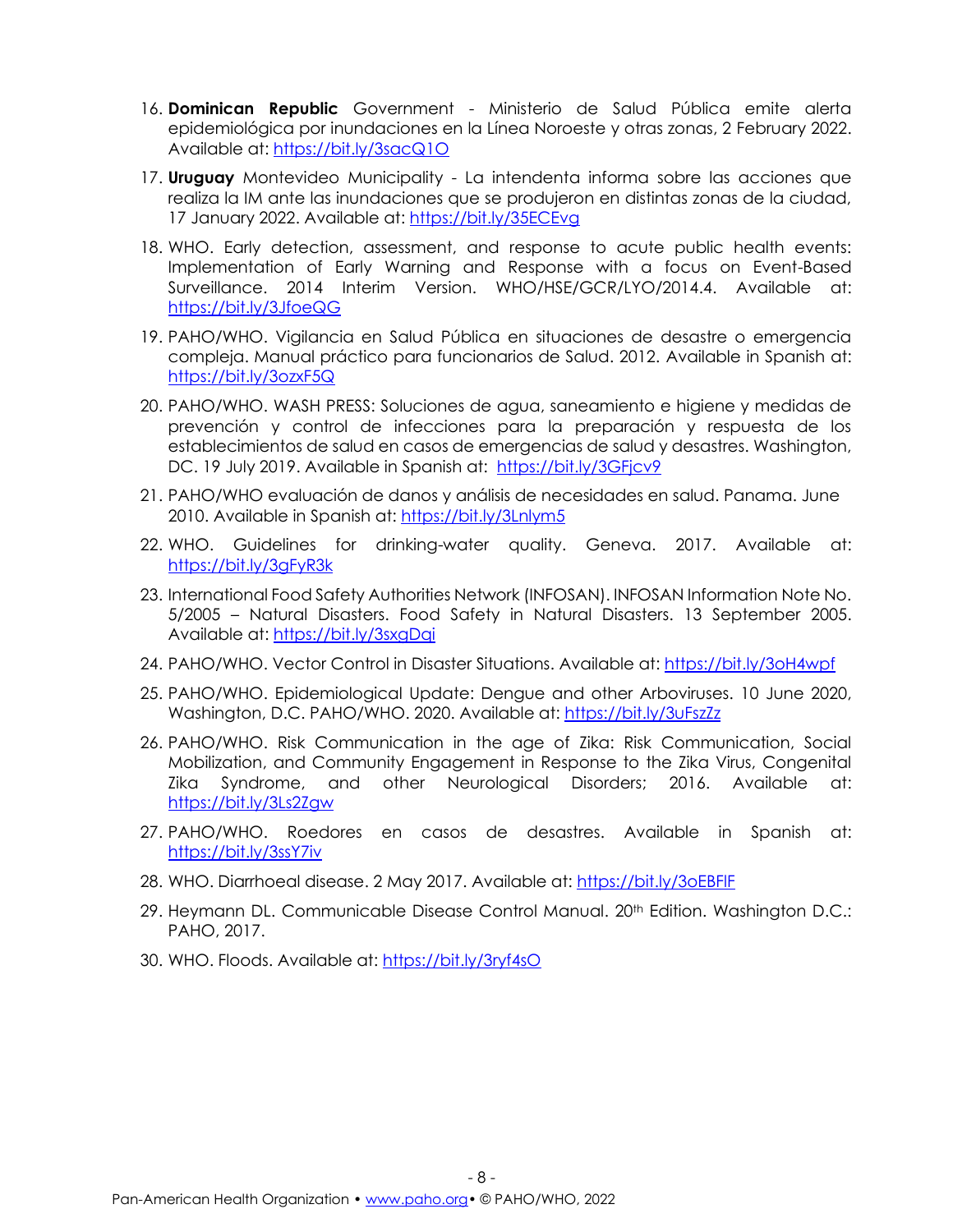16. **Dominican Republic** Government - Ministerio de Salud Pública emite alerta epidemiológica por inundaciones en la Línea Noroeste y otras zonas, 2 February 2022. Available at: https://bit.ly/3sacQ1O

17. **Uruguay** Montevideo Municipality - La intendenta informa sobre las acciones que realiza la IM ante las inundaciones que se produjeron en distintas zonas de la ciudad, 17 January 2022. Available at: https://bit.ly/35ECEvg

18. WHO. Early detection, assessment, and response to acute public health events: Implementation of Early Warning and Response with a focus on Event-Based Surveillance. 2014 Interim Version. WHO/HSE/GCR/LYO/2014.4. Available at: https://bit.ly/3JfoeQG

19. PAHO/WHO. Vigilancia en Salud Pública en situaciones de desastre o emergencia compleja. Manual práctico para funcionarios de Salud. 2012. Available in Spanish at: https://bit.ly/3ozxF5Q

20. PAHO/WHO. WASH PRESS: Soluciones de agua, saneamiento e higiene y medidas de prevención y control de infecciones para la preparación y respuesta de los establecimientos de salud en casos de emergencias de salud y desastres. Washington, DC. 19 July 2019. Available in Spanish at: https://bit.ly/3GFjcv9

21. PAHO/WHO evaluación de danos y análisis de necesidades en salud. Panama. June 2010. Available in Spanish at: https://bit.ly/3Lnlym5

22. WHO. Guidelines for drinking-water quality. Geneva. 2017. Available at: https://bit.ly/3gFyR3k

23. International Food Safety Authorities Network (INFOSAN). INFOSAN Information Note No. 5/2005 – Natural Disasters. Food Safety in Natural Disasters. 13 September 2005. Available at: https://bit.ly/3sxgDqi

24. PAHO/WHO. Vector Control in Disaster Situations. Available at: https://bit.ly/3oH4wpf

25. PAHO/WHO. Epidemiological Update: Dengue and other Arboviruses. 10 June 2020, Washington, D.C. PAHO/WHO. 2020. Available at: https://bit.ly/3uFszZz

26. PAHO/WHO. Risk Communication in the age of Zika: Risk Communication, Social Mobilization, and Community Engagement in Response to the Zika Virus, Congenital Zika Syndrome, and other Neurological Disorders; 2016. Available at: https://bit.ly/3Ls2Zgw

27. PAHO/WHO. Roedores en casos de desastres. Available in Spanish at: https://bit.ly/3ssY7iv

28. WHO. Diarrhoeal disease. 2 May 2017. Available at: https://bit.ly/3oEBFlF

29. Heymann DL. Communicable Disease Control Manual. 20th Edition. Washington D.C.: PAHO, 2017.

30. WHO. Floods. Available at: https://bit.ly/3ryf4sO